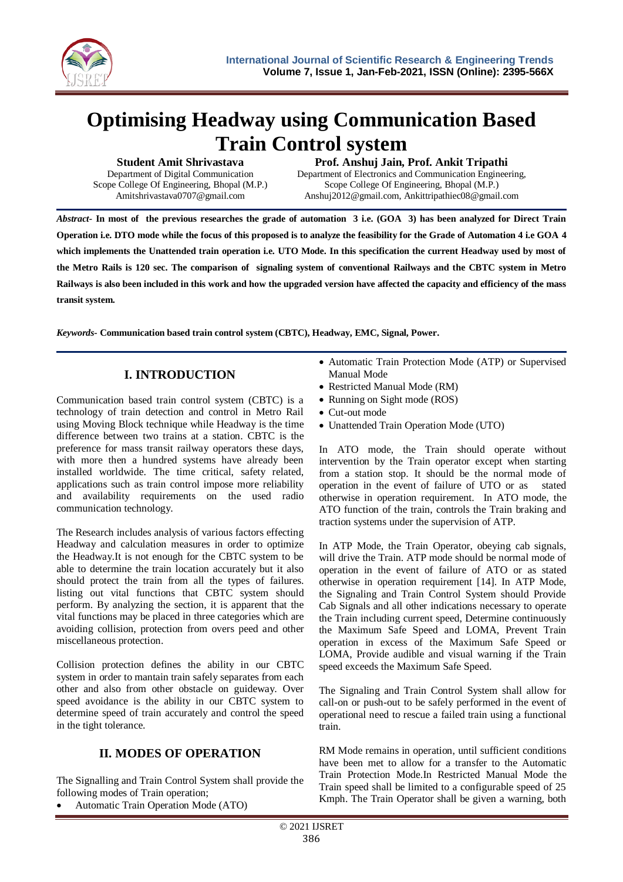# Optimising Headway using Communication Based Train Control system

**Student Amit Shrivastava**
Department of Digital Communication
Scope College Of Engineering, Bhopal (M.P.)
Amitshrivastava0707@gmail.com

**Prof. Anshuj Jain, Prof. Ankit Tripathi**
Department of Electronics and Communication Engineering,
Scope College Of Engineering, Bhopal (M.P.)
Anshuj2012@gmail.com, Ankittripathiec08@gmail.com

***Abstract-*** **In most of the previous researches the grade of automation 3 i.e. (GOA 3) has been analyzed for Direct Train Operation i.e. DTO mode while the focus of this proposed is to analyze the feasibility for the Grade of Automation 4 i.e GOA 4 which implements the Unattended train operation i.e. UTO Mode. In this specification the current Headway used by most of the Metro Rails is 120 sec. The comparison of signaling system of conventional Railways and the CBTC system in Metro Railways is also been included in this work and how the upgraded version have affected the capacity and efficiency of the mass transit system.**

***Keywords-*** **Communication based train control system (CBTC), Headway, EMC, Signal, Power.**

## I. INTRODUCTION

Communication based train control system (CBTC) is a technology of train detection and control in Metro Rail using Moving Block technique while Headway is the time difference between two trains at a station. CBTC is the preference for mass transit railway operators these days, with more then a hundred systems have already been installed worldwide. The time critical, safety related, applications such as train control impose more reliability and availability requirements on the used radio communication technology.

The Research includes analysis of various factors effecting Headway and calculation measures in order to optimize the Headway.It is not enough for the CBTC system to be able to determine the train location accurately but it also should protect the train from all the types of failures. listing out vital functions that CBTC system should perform. By analyzing the section, it is apparent that the vital functions may be placed in three categories which are avoiding collision, protection from overs peed and other miscellaneous protection.

Collision protection defines the ability in our CBTC system in order to mantain train safely separates from each other and also from other obstacle on guideway. Over speed avoidance is the ability in our CBTC system to determine speed of train accurately and control the speed in the tight tolerance.

## II. MODES OF OPERATION

The Signalling and Train Control System shall provide the following modes of Train operation;

- Automatic Train Operation Mode (ATO)
- Automatic Train Protection Mode (ATP) or Supervised Manual Mode
- Restricted Manual Mode (RM)
- Running on Sight mode (ROS)
- Cut-out mode
- Unattended Train Operation Mode (UTO)

In ATO mode, the Train should operate without intervention by the Train operator except when starting from a station stop. It should be the normal mode of operation in the event of failure of UTO or as stated otherwise in operation requirement. In ATO mode, the ATO function of the train, controls the Train braking and traction systems under the supervision of ATP.

In ATP Mode, the Train Operator, obeying cab signals, will drive the Train. ATP mode should be normal mode of operation in the event of failure of ATO or as stated otherwise in operation requirement [14]. In ATP Mode, the Signaling and Train Control System should Provide Cab Signals and all other indications necessary to operate the Train including current speed, Determine continuously the Maximum Safe Speed and LOMA, Prevent Train operation in excess of the Maximum Safe Speed or LOMA, Provide audible and visual warning if the Train speed exceeds the Maximum Safe Speed.

The Signaling and Train Control System shall allow for call-on or push-out to be safely performed in the event of operational need to rescue a failed train using a functional train.

RM Mode remains in operation, until sufficient conditions have been met to allow for a transfer to the Automatic Train Protection Mode.In Restricted Manual Mode the Train speed shall be limited to a configurable speed of 25 Kmph. The Train Operator shall be given a warning, both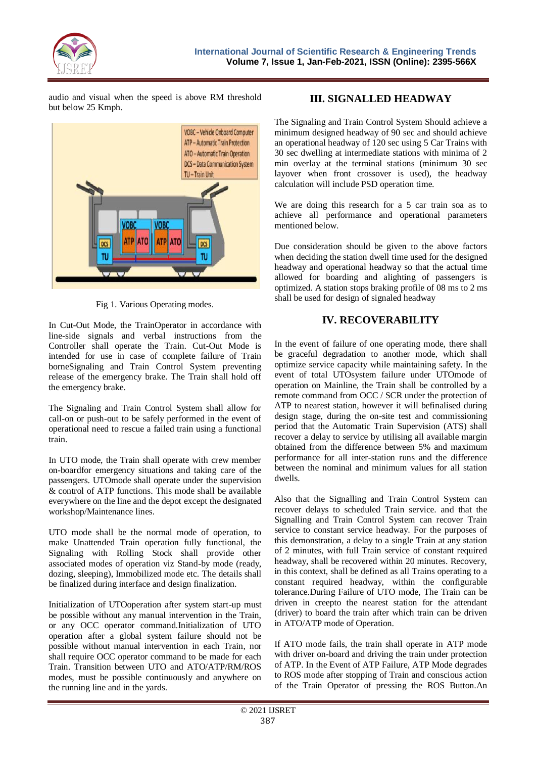audio and visual when the speed is above RM threshold but below 25 Kmph.

Fig 1. Various Operating modes.

In Cut-Out Mode, the TrainOperator in accordance with line-side signals and verbal instructions from the Controller shall operate the Train. Cut-Out Mode is intended for use in case of complete failure of Train borneSignaling and Train Control System preventing release of the emergency brake. The Train shall hold off the emergency brake.

The Signaling and Train Control System shall allow for call-on or push-out to be safely performed in the event of operational need to rescue a failed train using a functional train.

In UTO mode, the Train shall operate with crew member on-boardfor emergency situations and taking care of the passengers. UTOmode shall operate under the supervision & control of ATP functions. This mode shall be available everywhere on the line and the depot except the designated workshop/Maintenance lines.

UTO mode shall be the normal mode of operation, to make Unattended Train operation fully functional, the Signaling with Rolling Stock shall provide other associated modes of operation viz Stand-by mode (ready, dozing, sleeping), Immobilized mode etc. The details shall be finalized during interface and design finalization.

Initialization of UTOoperation after system start-up must be possible without any manual intervention in the Train, or any OCC operator command.Initialization of UTO operation after a global system failure should not be possible without manual intervention in each Train, nor shall require OCC operator command to be made for each Train. Transition between UTO and ATO/ATP/RM/ROS modes, must be possible continuously and anywhere on the running line and in the yards.

## III. SIGNALLED HEADWAY

The Signaling and Train Control System Should achieve a minimum designed headway of 90 sec and should achieve an operational headway of 120 sec using 5 Car Trains with 30 sec dwelling at intermediate stations with minima of 2 min overlay at the terminal stations (minimum 30 sec layover when front crossover is used), the headway calculation will include PSD operation time.

We are doing this research for a 5 car train soa as to achieve all performance and operational parameters mentioned below.

Due consideration should be given to the above factors when deciding the station dwell time used for the designed headway and operational headway so that the actual time allowed for boarding and alighting of passengers is optimized. A station stops braking profile of 08 ms to 2 ms shall be used for design of signaled headway

## IV. RECOVERABILITY

In the event of failure of one operating mode, there shall be graceful degradation to another mode, which shall optimize service capacity while maintaining safety. In the event of total UTOsystem failure under UTOmode of operation on Mainline, the Train shall be controlled by a remote command from OCC / SCR under the protection of ATP to nearest station, however it will befinalised during design stage, during the on-site test and commissioning period that the Automatic Train Supervision (ATS) shall recover a delay to service by utilising all available margin obtained from the difference between 5% and maximum performance for all inter-station runs and the difference between the nominal and minimum values for all station dwells.

Also that the Signalling and Train Control System can recover delays to scheduled Train service. and that the Signalling and Train Control System can recover Train service to constant service headway. For the purposes of this demonstration, a delay to a single Train at any station of 2 minutes, with full Train service of constant required headway, shall be recovered within 20 minutes. Recovery, in this context, shall be defined as all Trains operating to a constant required headway, within the configurable tolerance.During Failure of UTO mode, The Train can be driven in creepto the nearest station for the attendant (driver) to board the train after which train can be driven in ATO/ATP mode of Operation.

If ATO mode fails, the train shall operate in ATP mode with driver on-board and driving the train under protection of ATP. In the Event of ATP Failure, ATP Mode degrades to ROS mode after stopping of Train and conscious action of the Train Operator of pressing the ROS Button.An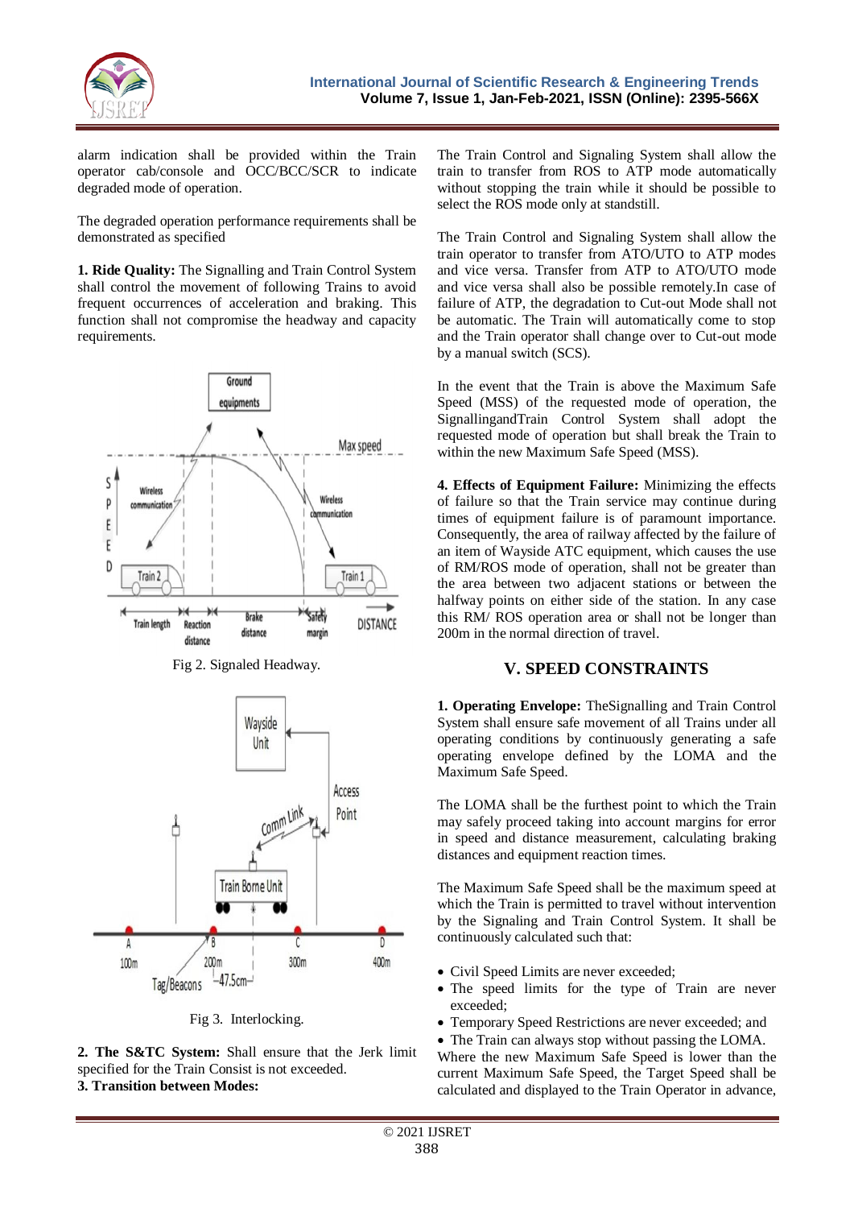alarm indication shall be provided within the Train operator cab/console and OCC/BCC/SCR to indicate degraded mode of operation.

The degraded operation performance requirements shall be demonstrated as specified

**1. Ride Quality:** The Signalling and Train Control System shall control the movement of following Trains to avoid frequent occurrences of acceleration and braking. This function shall not compromise the headway and capacity requirements.

Fig 2. Signaled Headway.

Fig 3. Interlocking.

**2. The S&TC System:** Shall ensure that the Jerk limit specified for the Train Consist is not exceeded.

**3. Transition between Modes:**

The Train Control and Signaling System shall allow the train to transfer from ROS to ATP mode automatically without stopping the train while it should be possible to select the ROS mode only at standstill.

The Train Control and Signaling System shall allow the train operator to transfer from ATO/UTO to ATP modes and vice versa. Transfer from ATP to ATO/UTO mode and vice versa shall also be possible remotely.In case of failure of ATP, the degradation to Cut-out Mode shall not be automatic. The Train will automatically come to stop and the Train operator shall change over to Cut-out mode by a manual switch (SCS).

In the event that the Train is above the Maximum Safe Speed (MSS) of the requested mode of operation, the SignallingandTrain Control System shall adopt the requested mode of operation but shall break the Train to within the new Maximum Safe Speed (MSS).

**4. Effects of Equipment Failure:** Minimizing the effects of failure so that the Train service may continue during times of equipment failure is of paramount importance. Consequently, the area of railway affected by the failure of an item of Wayside ATC equipment, which causes the use of RM/ROS mode of operation, shall not be greater than the area between two adjacent stations or between the halfway points on either side of the station. In any case this RM/ ROS operation area or shall not be longer than 200m in the normal direction of travel.

## V. SPEED CONSTRAINTS

**1. Operating Envelope:** TheSignalling and Train Control System shall ensure safe movement of all Trains under all operating conditions by continuously generating a safe operating envelope defined by the LOMA and the Maximum Safe Speed.

The LOMA shall be the furthest point to which the Train may safely proceed taking into account margins for error in speed and distance measurement, calculating braking distances and equipment reaction times.

The Maximum Safe Speed shall be the maximum speed at which the Train is permitted to travel without intervention by the Signaling and Train Control System. It shall be continuously calculated such that:

- Civil Speed Limits are never exceeded;
- The speed limits for the type of Train are never exceeded;
- Temporary Speed Restrictions are never exceeded; and
- The Train can always stop without passing the LOMA.

Where the new Maximum Safe Speed is lower than the current Maximum Safe Speed, the Target Speed shall be calculated and displayed to the Train Operator in advance,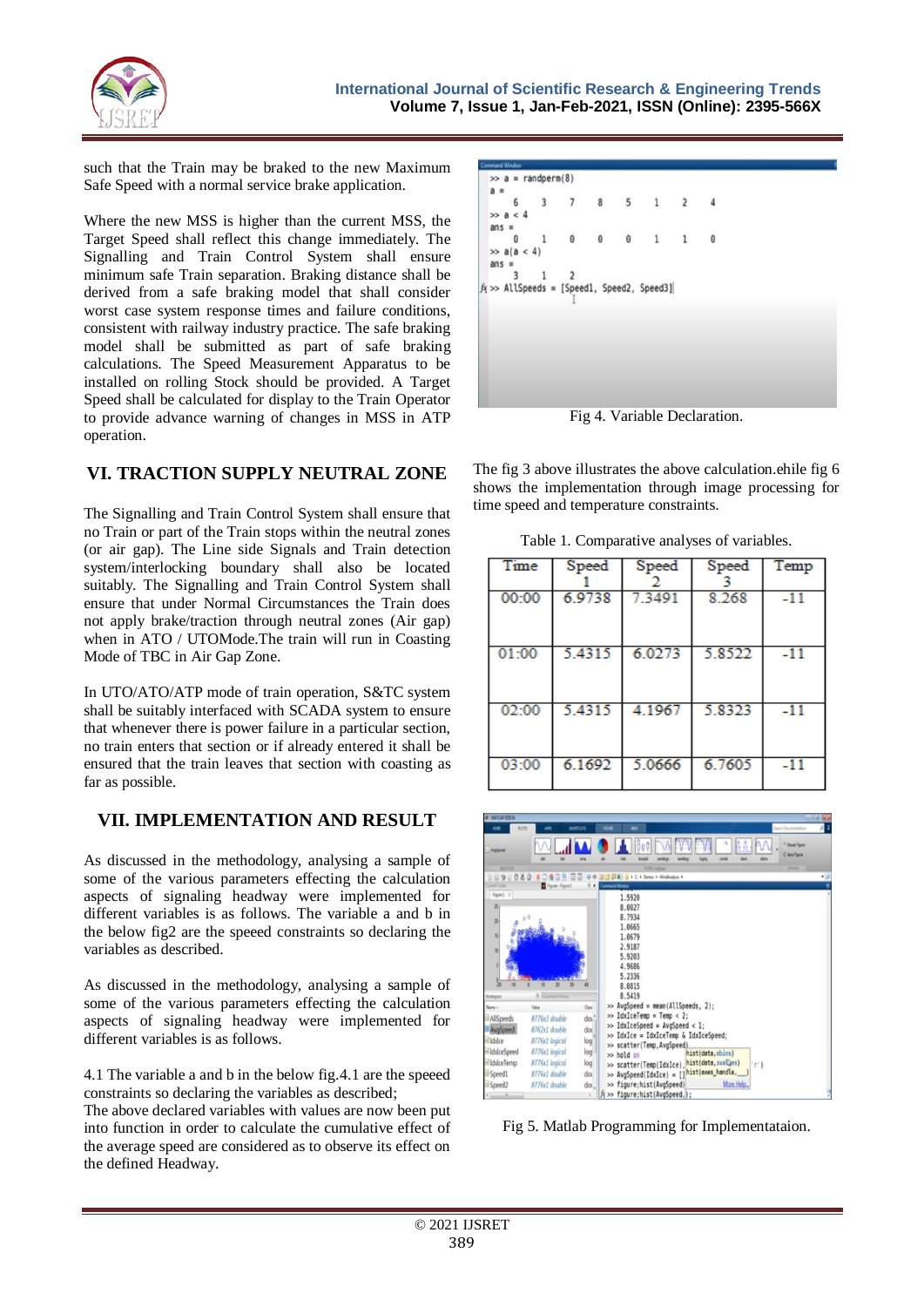such that the Train may be braked to the new Maximum Safe Speed with a normal service brake application.

Where the new MSS is higher than the current MSS, the Target Speed shall reflect this change immediately. The Signalling and Train Control System shall ensure minimum safe Train separation. Braking distance shall be derived from a safe braking model that shall consider worst case system response times and failure conditions, consistent with railway industry practice. The safe braking model shall be submitted as part of safe braking calculations. The Speed Measurement Apparatus to be installed on rolling Stock should be provided. A Target Speed shall be calculated for display to the Train Operator to provide advance warning of changes in MSS in ATP operation.

## VI. TRACTION SUPPLY NEUTRAL ZONE

The Signalling and Train Control System shall ensure that no Train or part of the Train stops within the neutral zones (or air gap). The Line side Signals and Train detection system/interlocking boundary shall also be located suitably. The Signalling and Train Control System shall ensure that under Normal Circumstances the Train does not apply brake/traction through neutral zones (Air gap) when in ATO / UTOMode.The train will run in Coasting Mode of TBC in Air Gap Zone.

In UTO/ATO/ATP mode of train operation, S&TC system shall be suitably interfaced with SCADA system to ensure that whenever there is power failure in a particular section, no train enters that section or if already entered it shall be ensured that the train leaves that section with coasting as far as possible.

## VII. IMPLEMENTATION AND RESULT

As discussed in the methodology, analysing a sample of some of the various parameters effecting the calculation aspects of signaling headway were implemented for different variables is as follows. The variable a and b in the below fig2 are the speeed constraints so declaring the variables as described.

As discussed in the methodology, analysing a sample of some of the various parameters effecting the calculation aspects of signaling headway were implemented for different variables is as follows.

4.1 The variable a and b in the below fig.4.1 are the speeed constraints so declaring the variables as described;
The above declared variables with values are now been put into function in order to calculate the cumulative effect of the average speed are considered as to observe its effect on the defined Headway.

```
>> a = randperm(8)
a =
     6     3     7     8     5     1     2     4
>> a < 4
ans =
     0     1     0     0     0     1     1     0
>> a(a < 4)
ans =
     3     1     2
>> AllSpeeds = [Speed1, Speed2, Speed3]
```

Fig 4. Variable Declaration.

The fig 3 above illustrates the above calculation.ehile fig 6 shows the implementation through image processing for time speed and temperature constraints.

Table 1. Comparative analyses of variables.

| Time | Speed 1 | Speed 2 | Speed 3 | Temp |
|---|---|---|---|---|
| 00:00 | 6.9738 | 7.3491 | 8.268 | -11 |
| 01:00 | 5.4315 | 6.0273 | 5.8522 | -11 |
| 02:00 | 5.4315 | 4.1967 | 5.8323 | -11 |
| 03:00 | 6.1692 | 5.0666 | 6.7605 | -11 |

```
>> AvgSpeed = mean(AllSpeeds, 2);
>> IdxIceTemp = Temp < 2;
>> IdxIceSpeed = AvgSpeed < 1;
>> IdxIce = IdxIceTemp & IdxIceSpeed;
>> scatter(Temp,AvgSpeed)
>> hold on
>> scatter(Temp(IdxIce),
>> AvgSpeed(IdxIce) = []
>> figure;hist(AvgSpeed)
>> figure;hist(AvgSpeed);
```

Fig 5. Matlab Programming for Implementataion.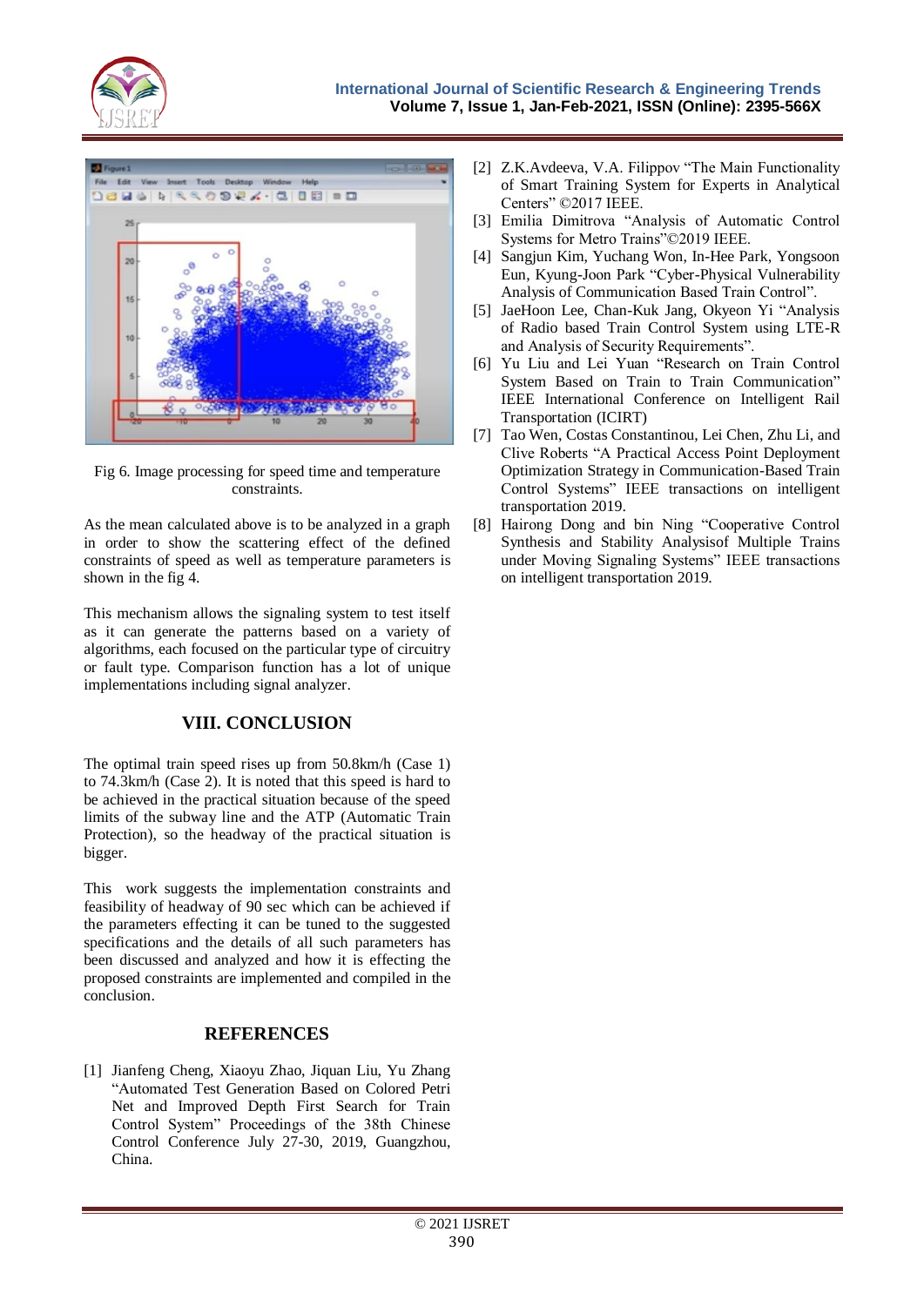Figure 1

File Edit View Insert Tools Desktop Window Help

25

20

15

10

5

0

-20 -10 0 10 20 30 40

Fig 6. Image processing for speed time and temperature constraints.

As the mean calculated above is to be analyzed in a graph in order to show the scattering effect of the defined constraints of speed as well as temperature parameters is shown in the fig 4.

This mechanism allows the signaling system to test itself as it can generate the patterns based on a variety of algorithms, each focused on the particular type of circuitry or fault type. Comparison function has a lot of unique implementations including signal analyzer.

## VIII. CONCLUSION

The optimal train speed rises up from 50.8km/h (Case 1) to 74.3km/h (Case 2). It is noted that this speed is hard to be achieved in the practical situation because of the speed limits of the subway line and the ATP (Automatic Train Protection), so the headway of the practical situation is bigger.

This work suggests the implementation constraints and feasibility of headway of 90 sec which can be achieved if the parameters effecting it can be tuned to the suggested specifications and the details of all such parameters has been discussed and analyzed and how it is effecting the proposed constraints are implemented and compiled in the conclusion.

## REFERENCES

[1] Jianfeng Cheng, Xiaoyu Zhao, Jiquan Liu, Yu Zhang "Automated Test Generation Based on Colored Petri Net and Improved Depth First Search for Train Control System" Proceedings of the 38th Chinese Control Conference July 27-30, 2019, Guangzhou, China.

[2] Z.K.Avdeeva, V.A. Filippov "The Main Functionality of Smart Training System for Experts in Analytical Centers" ©2017 IEEE.

[3] Emilia Dimitrova "Analysis of Automatic Control Systems for Metro Trains"©2019 IEEE.

[4] Sangjun Kim, Yuchang Won, In-Hee Park, Yongsoon Eun, Kyung-Joon Park "Cyber-Physical Vulnerability Analysis of Communication Based Train Control".

[5] JaeHoon Lee, Chan-Kuk Jang, Okyeon Yi "Analysis of Radio based Train Control System using LTE-R and Analysis of Security Requirements".

[6] Yu Liu and Lei Yuan "Research on Train Control System Based on Train to Train Communication" IEEE International Conference on Intelligent Rail Transportation (ICIRT)

[7] Tao Wen, Costas Constantinou, Lei Chen, Zhu Li, and Clive Roberts "A Practical Access Point Deployment Optimization Strategy in Communication-Based Train Control Systems" IEEE transactions on intelligent transportation 2019.

[8] Hairong Dong and bin Ning "Cooperative Control Synthesis and Stability Analysisof Multiple Trains under Moving Signaling Systems" IEEE transactions on intelligent transportation 2019.